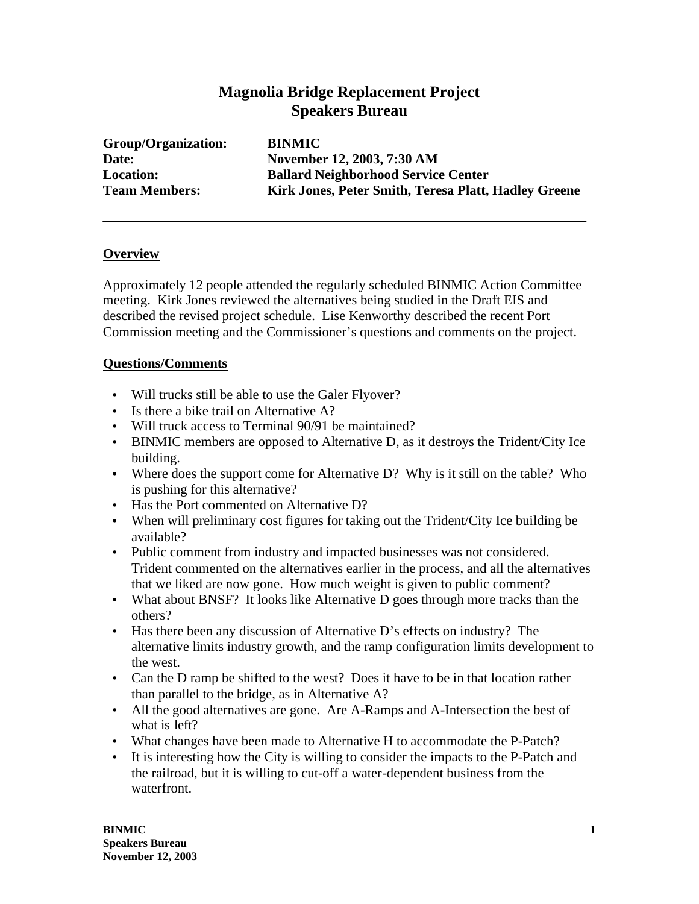# Magnolia Bridge Replacement Project
# Speakers Bureau

**Group/Organization:** BINMIC
**Date:** November 12, 2003, 7:30 AM
**Location:** Ballard Neighborhood Service Center
**Team Members:** Kirk Jones, Peter Smith, Teresa Platt, Hadley Greene

---

## Overview

Approximately 12 people attended the regularly scheduled BINMIC Action Committee meeting. Kirk Jones reviewed the alternatives being studied in the Draft EIS and described the revised project schedule. Lise Kenworthy described the recent Port Commission meeting and the Commissioner's questions and comments on the project.

## Questions/Comments

- Will trucks still be able to use the Galer Flyover?
- Is there a bike trail on Alternative A?
- Will truck access to Terminal 90/91 be maintained?
- BINMIC members are opposed to Alternative D, as it destroys the Trident/City Ice building.
- Where does the support come for Alternative D? Why is it still on the table? Who is pushing for this alternative?
- Has the Port commented on Alternative D?
- When will preliminary cost figures for taking out the Trident/City Ice building be available?
- Public comment from industry and impacted businesses was not considered. Trident commented on the alternatives earlier in the process, and all the alternatives that we liked are now gone. How much weight is given to public comment?
- What about BNSF? It looks like Alternative D goes through more tracks than the others?
- Has there been any discussion of Alternative D's effects on industry? The alternative limits industry growth, and the ramp configuration limits development to the west.
- Can the D ramp be shifted to the west? Does it have to be in that location rather than parallel to the bridge, as in Alternative A?
- All the good alternatives are gone. Are A-Ramps and A-Intersection the best of what is left?
- What changes have been made to Alternative H to accommodate the P-Patch?
- It is interesting how the City is willing to consider the impacts to the P-Patch and the railroad, but it is willing to cut-off a water-dependent business from the waterfront.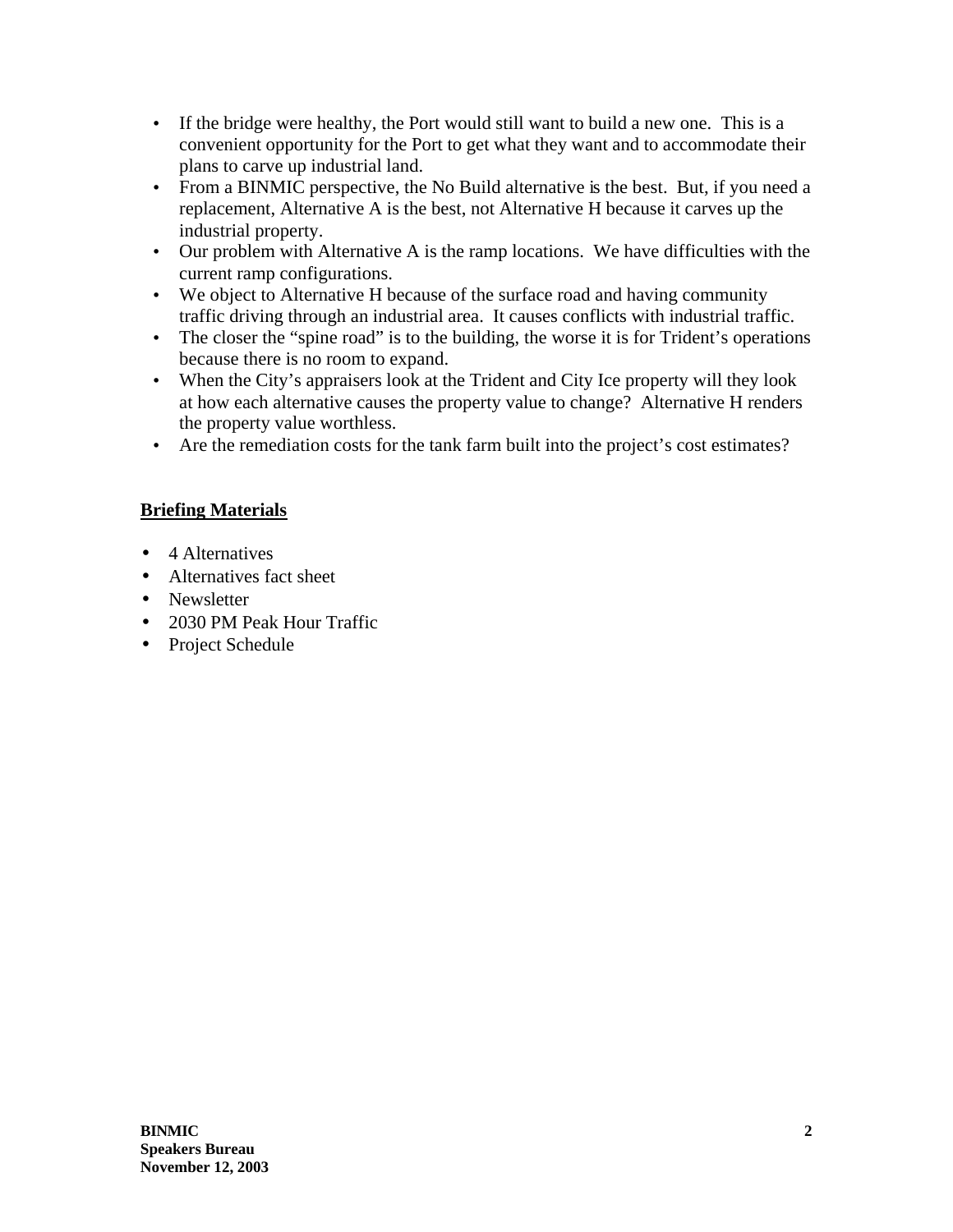- If the bridge were healthy, the Port would still want to build a new one. This is a convenient opportunity for the Port to get what they want and to accommodate their plans to carve up industrial land.
- From a BINMIC perspective, the No Build alternative is the best. But, if you need a replacement, Alternative A is the best, not Alternative H because it carves up the industrial property.
- Our problem with Alternative A is the ramp locations. We have difficulties with the current ramp configurations.
- We object to Alternative H because of the surface road and having community traffic driving through an industrial area. It causes conflicts with industrial traffic.
- The closer the "spine road" is to the building, the worse it is for Trident's operations because there is no room to expand.
- When the City's appraisers look at the Trident and City Ice property will they look at how each alternative causes the property value to change? Alternative H renders the property value worthless.
- Are the remediation costs for the tank farm built into the project's cost estimates?

**Briefing Materials**

- 4 Alternatives
- Alternatives fact sheet
- Newsletter
- 2030 PM Peak Hour Traffic
- Project Schedule